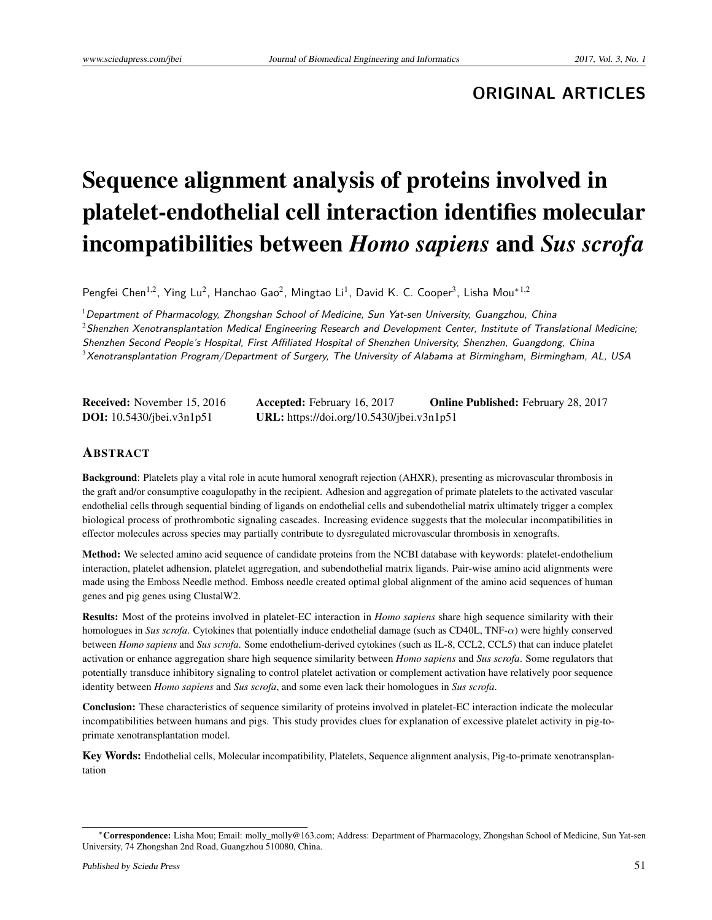## ORIGINAL ARTICLES

# Sequence alignment analysis of proteins involved in platelet-endothelial cell interaction identifies molecular incompatibilities between *Homo sapiens* and *Sus scrofa*

Pengfei Chen[1,2], Ying Lu[2], Hanchao Gao[2], Mingtao Li[1], David K. C. Cooper[3], Lisha Mou*[1,2]

[1] *Department of Pharmacology, Zhongshan School of Medicine, Sun Yat-sen University, Guangzhou, China*
[2] *Shenzhen Xenotransplantation Medical Engineering Research and Development Center, Institute of Translational Medicine; Shenzhen Second People's Hospital, First Affiliated Hospital of Shenzhen University, Shenzhen, Guangdong, China*
[3] *Xenotransplantation Program/Department of Surgery, The University of Alabama at Birmingham, Birmingham, AL, USA*

**Received:** November 15, 2016 **Accepted:** February 16, 2017 **Online Published:** February 28, 2017
**DOI:** 10.5430/jbei.v3n1p51 **URL:** https://doi.org/10.5430/jbei.v3n1p51

## ABSTRACT

**Background**: Platelets play a vital role in acute humoral xenograft rejection (AHXR), presenting as microvascular thrombosis in the graft and/or consumptive coagulopathy in the recipient. Adhesion and aggregation of primate platelets to the activated vascular endothelial cells through sequential binding of ligands on endothelial cells and subendothelial matrix ultimately trigger a complex biological process of prothrombotic signaling cascades. Increasing evidence suggests that the molecular incompatibilities in effector molecules across species may partially contribute to dysregulated microvascular thrombosis in xenografts.

**Method:** We selected amino acid sequence of candidate proteins from the NCBI database with keywords: platelet-endothelium interaction, platelet adhension, platelet aggregation, and subendothelial matrix ligands. Pair-wise amino acid alignments were made using the Emboss Needle method. Emboss needle created optimal global alignment of the amino acid sequences of human genes and pig genes using ClustalW2.

**Results:** Most of the proteins involved in platelet-EC interaction in *Homo sapiens* share high sequence similarity with their homologues in *Sus scrofa*. Cytokines that potentially induce endothelial damage (such as CD40L, TNF-$\alpha$) were highly conserved between *Homo sapiens* and *Sus scrofa*. Some endothelium-derived cytokines (such as IL-8, CCL2, CCL5) that can induce platelet activation or enhance aggregation share high sequence similarity between *Homo sapiens* and *Sus scrofa*. Some regulators that potentially transduce inhibitory signaling to control platelet activation or complement activation have relatively poor sequence identity between *Homo sapiens* and *Sus scrofa*, and some even lack their homologues in *Sus scrofa*.

**Conclusion:** These characteristics of sequence similarity of proteins involved in platelet-EC interaction indicate the molecular incompatibilities between humans and pigs. This study provides clues for explanation of excessive platelet activity in pig-to-primate xenotransplantation model.

**Key Words:** Endothelial cells, Molecular incompatibility, Platelets, Sequence alignment analysis, Pig-to-primate xenotransplantation

---

*Correspondence: Lisha Mou; Email: molly_molly@163.com; Address: Department of Pharmacology, Zhongshan School of Medicine, Sun Yat-sen University, 74 Zhongshan 2nd Road, Guangzhou 510080, China.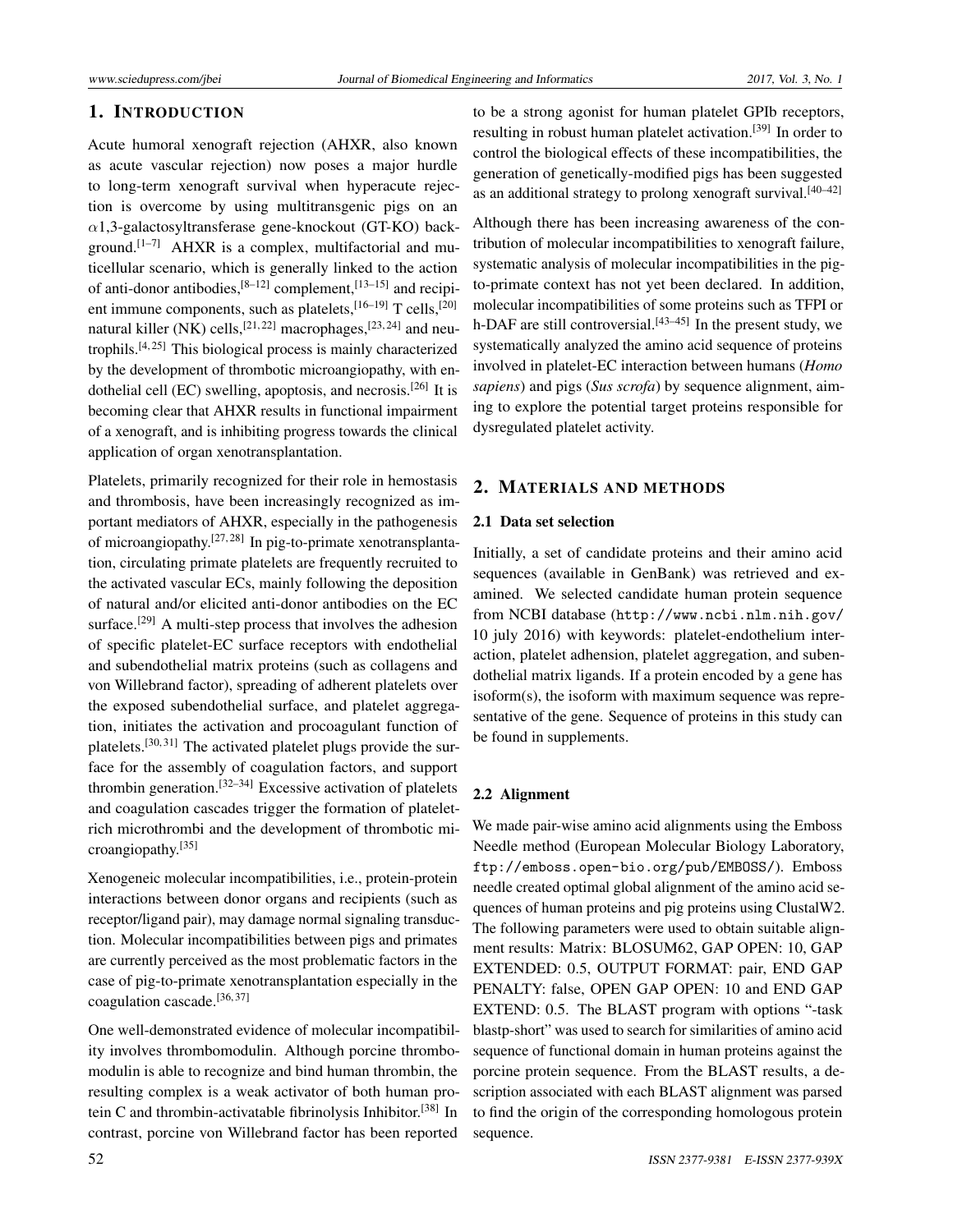## 1. INTRODUCTION

Acute humoral xenograft rejection (AHXR, also known as acute vascular rejection) now poses a major hurdle to long-term xenograft survival when hyperacute rejection is overcome by using multitransgenic pigs on an $\alpha$1,3-galactosyltransferase gene-knockout (GT-KO) background.[1–7] AHXR is a complex, multifactorial and muticellular scenario, which is generally linked to the action of anti-donor antibodies,[8–12] complement,[13–15] and recipient immune components, such as platelets,[16–19] T cells,[20] natural killer (NK) cells,[21,22] macrophages,[23,24] and neutrophils.[4,25] This biological process is mainly characterized by the development of thrombotic microangiopathy, with endothelial cell (EC) swelling, apoptosis, and necrosis.[26] It is becoming clear that AHXR results in functional impairment of a xenograft, and is inhibiting progress towards the clinical application of organ xenotransplantation.

Platelets, primarily recognized for their role in hemostasis and thrombosis, have been increasingly recognized as important mediators of AHXR, especially in the pathogenesis of microangiopathy.[27,28] In pig-to-primate xenotransplantation, circulating primate platelets are frequently recruited to the activated vascular ECs, mainly following the deposition of natural and/or elicited anti-donor antibodies on the EC surface.[29] A multi-step process that involves the adhesion of specific platelet-EC surface receptors with endothelial and subendothelial matrix proteins (such as collagens and von Willebrand factor), spreading of adherent platelets over the exposed subendothelial surface, and platelet aggregation, initiates the activation and procoagulant function of platelets.[30,31] The activated platelet plugs provide the surface for the assembly of coagulation factors, and support thrombin generation.[32–34] Excessive activation of platelets and coagulation cascades trigger the formation of platelet-rich microthrombi and the development of thrombotic microangiopathy.[35]

Xenogeneic molecular incompatibilities, i.e., protein-protein interactions between donor organs and recipients (such as receptor/ligand pair), may damage normal signaling transduction. Molecular incompatibilities between pigs and primates are currently perceived as the most problematic factors in the case of pig-to-primate xenotransplantation especially in the coagulation cascade.[36,37]

One well-demonstrated evidence of molecular incompatibility involves thrombomodulin. Although porcine thrombomodulin is able to recognize and bind human thrombin, the resulting complex is a weak activator of both human protein C and thrombin-activatable fibrinolysis Inhibitor.[38] In contrast, porcine von Willebrand factor has been reported to be a strong agonist for human platelet GPIb receptors, resulting in robust human platelet activation.[39] In order to control the biological effects of these incompatibilities, the generation of genetically-modified pigs has been suggested as an additional strategy to prolong xenograft survival.[40–42]

Although there has been increasing awareness of the contribution of molecular incompatibilities to xenograft failure, systematic analysis of molecular incompatibilities in the pig-to-primate context has not yet been declared. In addition, molecular incompatibilities of some proteins such as TFPI or h-DAF are still controversial.[43–45] In the present study, we systematically analyzed the amino acid sequence of proteins involved in platelet-EC interaction between humans (*Homo sapiens*) and pigs (*Sus scrofa*) by sequence alignment, aiming to explore the potential target proteins responsible for dysregulated platelet activity.

## 2. MATERIALS AND METHODS

### 2.1 Data set selection

Initially, a set of candidate proteins and their amino acid sequences (available in GenBank) was retrieved and examined. We selected candidate human protein sequence from NCBI database (`http://www.ncbi.nlm.nih.gov/` 10 july 2016) with keywords: platelet-endothelium interaction, platelet adhension, platelet aggregation, and subendothelial matrix ligands. If a protein encoded by a gene has isoform(s), the isoform with maximum sequence was representative of the gene. Sequence of proteins in this study can be found in supplements.

### 2.2 Alignment

We made pair-wise amino acid alignments using the Emboss Needle method (European Molecular Biology Laboratory, `ftp://emboss.open-bio.org/pub/EMBOSS/`). Emboss needle created optimal global alignment of the amino acid sequences of human proteins and pig proteins using ClustalW2. The following parameters were used to obtain suitable alignment results: Matrix: BLOSUM62, GAP OPEN: 10, GAP EXTENDED: 0.5, OUTPUT FORMAT: pair, END GAP PENALTY: false, OPEN GAP OPEN: 10 and END GAP EXTEND: 0.5. The BLAST program with options "-task blastp-short" was used to search for similarities of amino acid sequence of functional domain in human proteins against the porcine protein sequence. From the BLAST results, a description associated with each BLAST alignment was parsed to find the origin of the corresponding homologous protein sequence.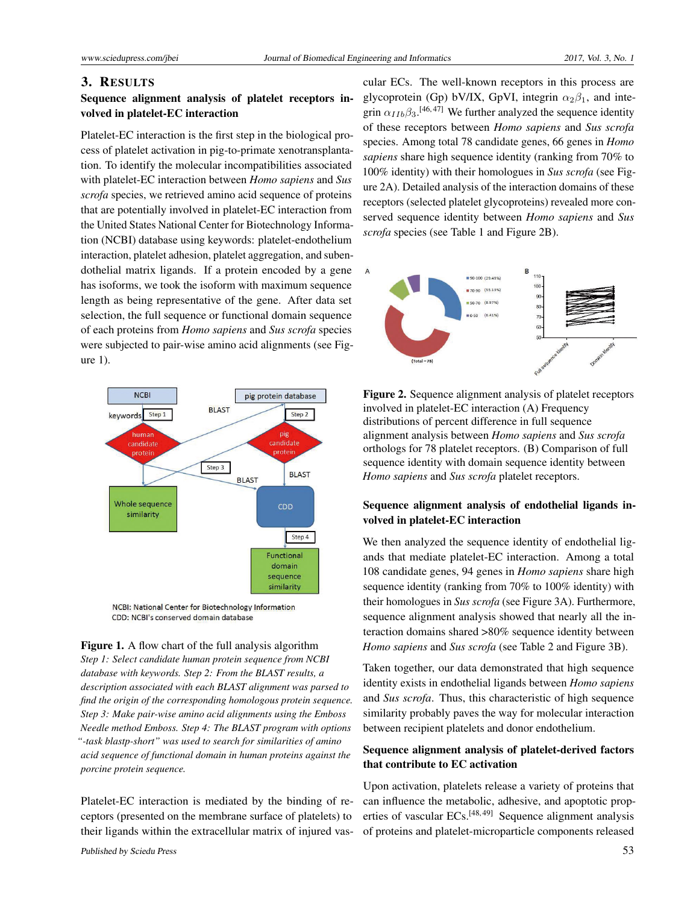## 3. Results

### Sequence alignment analysis of platelet receptors involved in platelet-EC interaction

Platelet-EC interaction is the first step in the biological process of platelet activation in pig-to-primate xenotransplantation. To identify the molecular incompatibilities associated with platelet-EC interaction between *Homo sapiens* and *Sus scrofa* species, we retrieved amino acid sequence of proteins that are potentially involved in platelet-EC interaction from the United States National Center for Biotechnology Information (NCBI) database using keywords: platelet-endothelium interaction, platelet adhesion, platelet aggregation, and subendothelial matrix ligands. If a protein encoded by a gene has isoforms, we took the isoform with maximum sequence length as being representative of the gene. After data set selection, the full sequence or functional domain sequence of each proteins from *Homo sapiens* and *Sus scrofa* species were subjected to pair-wise amino acid alignments (see Figure 1).

NCBI: National Center for Biotechnology Information
CDD: NCBI's conserved domain database

**Figure 1.** A flow chart of the full analysis algorithm
*Step 1: Select candidate human protein sequence from NCBI database with keywords. Step 2: From the BLAST results, a description associated with each BLAST alignment was parsed to find the origin of the corresponding homologous protein sequence. Step 3: Make pair-wise amino acid local alignments using the Emboss Needle method Emboss. Step 4: The BLAST program with options "-task blastp-short" was used to search for similarities of amino acid sequence of functional domain in human proteins against the porcine protein sequence.*

Platelet-EC interaction is mediated by the binding of receptors (presented on the membrane surface of platelets) to their ligands within the extracellular matrix of injured vascular ECs. The well-known receptors in this process are glycoprotein (Gp) bV/IX, GpVI, integrin $\alpha_2\beta_1$, and integrin $\alpha_{IIb}\beta_3$.[46,47] We further analyzed the sequence identity of these receptors between *Homo sapiens* and *Sus scrofa* species. Among total 78 candidate genes, 66 genes in *Homo sapiens* share high sequence identity (ranking from 70% to 100% identity) with their homologues in *Sus scrofa* (see Figure 2A). Detailed analysis of the interaction domains of these receptors (selected platelet glycoproteins) revealed more conserved sequence identity between *Homo sapiens* and *Sus scrofa* species (see Table 1 and Figure 2B).

**Figure 2.** Sequence alignment analysis of platelet receptors involved in platelet-EC interaction (A) Frequency distributions of percent difference in full sequence alignment analysis between *Homo sapiens* and *Sus scrofa* orthologs for 78 platelet receptors. (B) Comparison of full sequence identity with domain sequence identity between *Homo sapiens* and *Sus scrofa* platelet receptors.

### Sequence alignment analysis of endothelial ligands involved in platelet-EC interaction

We then analyzed the sequence identity of endothelial ligands that mediate platelet-EC interaction. Among a total 108 candidate genes, 94 genes in *Homo sapiens* share high sequence identity (ranking from 70% to 100% identity) with their homologues in *Sus scrofa* (see Figure 3A). Furthermore, sequence alignment analysis showed that nearly all the interaction domains shared >80% sequence identity between *Homo sapiens* and *Sus scrofa* (see Table 2 and Figure 3B).

Taken together, our data demonstrated that high sequence identity exists in endothelial ligands between *Homo sapiens* and *Sus scrofa*. Thus, this characteristic of high sequence similarity probably paves the way for molecular interaction between recipient platelets and donor endothelium.

### Sequence alignment analysis of platelet-derived factors that contribute to EC activation

Upon activation, platelets release a variety of proteins that can influence the metabolic, adhesive, and apoptotic properties of vascular ECs.[48,49] Sequence alignment analysis of proteins and platelet-microparticle components released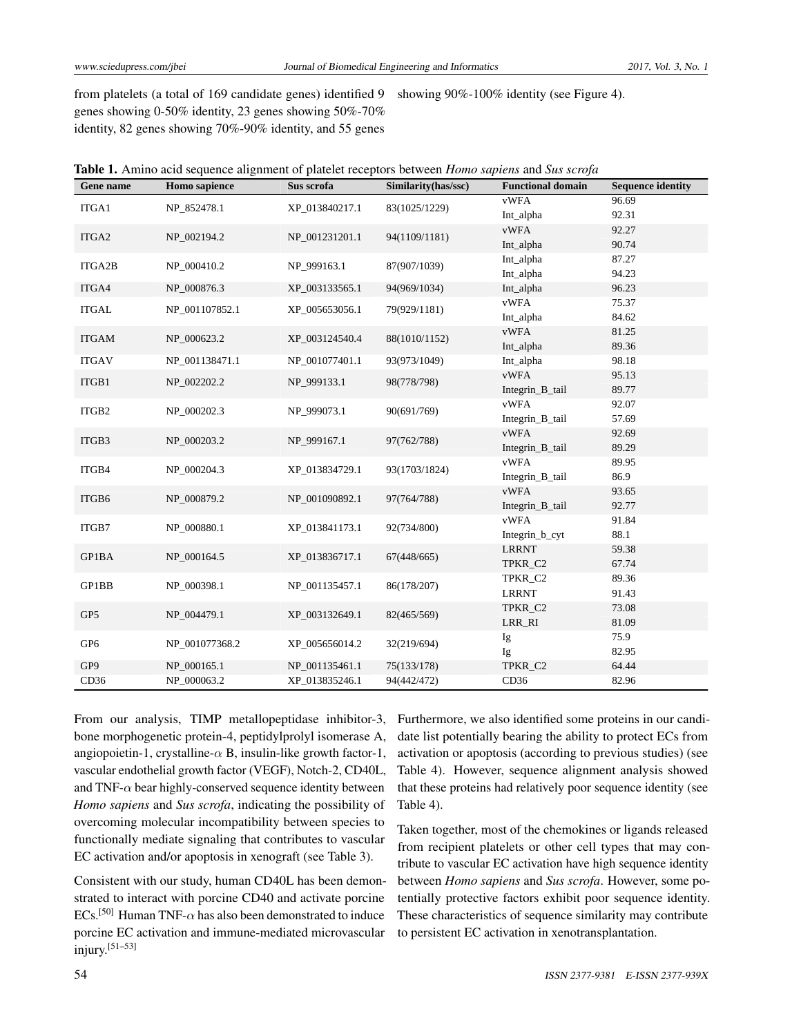from platelets (a total of 169 candidate genes) identified 9 genes showing 0-50% identity, 23 genes showing 50%-70% identity, 82 genes showing 70%-90% identity, and 55 genes showing 90%-100% identity (see Figure 4).

**Table 1.** Amino acid sequence alignment of platelet receptors between *Homo sapiens* and *Sus scrofa*

| Gene name | Homo sapience | Sus scrofa | Similarity(has/ssc) | Functional domain | Sequence identity |
|---|---|---|---|---|---|
| ITGA1 | NP_852478.1 | XP_013840217.1 | 83(1025/1229) | vWFA | 96.69 |
| | | | | Int_alpha | 92.31 |
| ITGA2 | NP_002194.2 | NP_001231201.1 | 94(1109/1181) | vWFA | 92.27 |
| | | | | Int_alpha | 90.74 |
| ITGA2B | NP_000410.2 | NP_999163.1 | 87(907/1039) | Int_alpha | 87.27 |
| | | | | Int_alpha | 94.23 |
| ITGA4 | NP_000876.3 | XP_003133565.1 | 94(969/1034) | Int_alpha | 96.23 |
| ITGAL | NP_001107852.1 | XP_005653056.1 | 79(929/1181) | vWFA | 75.37 |
| | | | | Int_alpha | 84.62 |
| ITGAM | NP_000623.2 | XP_003124540.4 | 88(1010/1152) | vWFA | 81.25 |
| | | | | Int_alpha | 89.36 |
| ITGAV | NP_001138471.1 | NP_001077401.1 | 93(973/1049) | Int_alpha | 98.18 |
| ITGB1 | NP_002202.2 | NP_999133.1 | 98(778/798) | vWFA | 95.13 |
| | | | | Integrin_B_tail | 89.77 |
| ITGB2 | NP_000202.3 | NP_999073.1 | 90(691/769) | vWFA | 92.07 |
| | | | | Integrin_B_tail | 57.69 |
| ITGB3 | NP_000203.2 | NP_999167.1 | 97(762/788) | vWFA | 92.69 |
| | | | | Integrin_B_tail | 89.29 |
| ITGB4 | NP_000204.3 | XP_013834729.1 | 93(1703/1824) | vWFA | 89.95 |
| | | | | Integrin_B_tail | 86.9 |
| ITGB6 | NP_000879.2 | NP_001090892.1 | 97(764/788) | vWFA | 93.65 |
| | | | | Integrin_B_tail | 92.77 |
| ITGB7 | NP_000880.1 | XP_013841173.1 | 92(734/800) | vWFA | 91.84 |
| | | | | Integrin_b_cyt | 88.1 |
| GP1BA | NP_000164.5 | XP_013836717.1 | 67(448/665) | LRRNT | 59.38 |
| | | | | TPKR_C2 | 67.74 |
| GP1BB | NP_000398.1 | NP_001135457.1 | 86(178/207) | TPKR_C2 | 89.36 |
| | | | | LRRNT | 91.43 |
| GP5 | NP_004479.1 | XP_003132649.1 | 82(465/569) | TPKR_C2 | 73.08 |
| | | | | LRR_RI | 81.09 |
| GP6 | NP_001077368.2 | XP_005656014.2 | 32(219/694) | Ig | 75.9 |
| | | | | Ig | 82.95 |
| GP9 | NP_000165.1 | NP_001135461.1 | 75(133/178) | TPKR_C2 | 64.44 |
| CD36 | NP_000063.2 | XP_013835246.1 | 94(442/472) | CD36 | 82.96 |

From our analysis, TIMP metallopeptidase inhibitor-3, bone morphogenetic protein-4, peptidylprolyl isomerase A, angiopoietin-1, crystalline-$\alpha$ B, insulin-like growth factor-1, vascular endothelial growth factor (VEGF), Notch-2, CD40L, and TNF-$\alpha$ bear highly-conserved sequence identity between *Homo sapiens* and *Sus scrofa*, indicating the possibility of overcoming molecular incompatibility between species to functionally mediate signaling that contributes to vascular EC activation and/or apoptosis in xenograft (see Table 3).

Consistent with our study, human CD40L has been demonstrated to interact with porcine CD40 and activate porcine ECs.[50] Human TNF-$\alpha$ has also been demonstrated to induce porcine EC activation and immune-mediated microvascular injury.[51–53]

Furthermore, we also identified some proteins in our candidate list potentially bearing the ability to protect ECs from activation or apoptosis (according to previous studies) (see Table 4). However, sequence alignment analysis showed that these proteins had relatively poor sequence identity (see Table 4).

Taken together, most of the chemokines or ligands released from recipient platelets or other cell types that may contribute to vascular EC activation have high sequence identity between *Homo sapiens* and *Sus scrofa*. However, some potentially protective factors exhibit poor sequence identity. These characteristics of sequence similarity may contribute to persistent EC activation in xenotransplantation.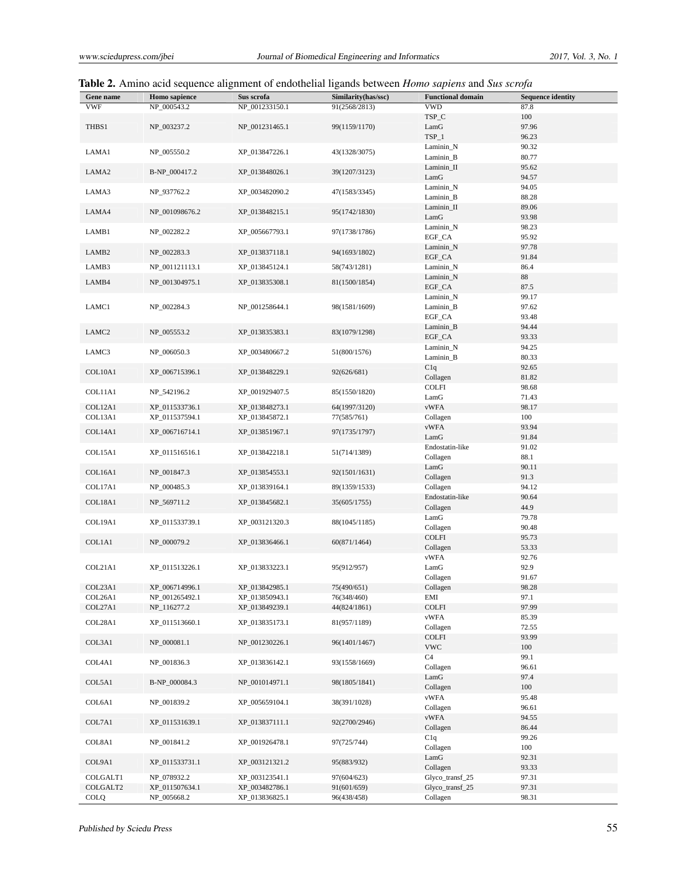**Table 2.** Amino acid sequence alignment of endothelial ligands between *Homo sapiens* and *Sus scrofa*

| Gene name | Homo sapience | Sus scrofa | Similarity(has/ssc) | Functional domain | Sequence identity |
|---|---|---|---|---|---|
| VWF | NP_000543.2 | NP_001233150.1 | 91(2568/2813) | VWD | 87.8 |
| THBS1 | NP_003237.2 | NP_001231465.1 | 99(1159/1170) | TSP_C | 100 |
| | | | | LamG | 97.96 |
| | | | | TSP_1 | 96.23 |
| LAMA1 | NP_005550.2 | XP_013847226.1 | 43(1328/3075) | Laminin_N | 90.32 |
| | | | | Laminin_B | 80.77 |
| LAMA2 | B-NP_000417.2 | XP_013848026.1 | 39(1207/3123) | Laminin_II | 95.62 |
| | | | | LamG | 94.57 |
| LAMA3 | NP_937762.2 | XP_003482090.2 | 47(1583/3345) | Laminin_N | 94.05 |
| | | | | Laminin_B | 88.28 |
| LAMA4 | NP_001098676.2 | XP_013848215.1 | 95(1742/1830) | Laminin_II | 89.06 |
| | | | | LamG | 93.98 |
| LAMB1 | NP_002282.2 | XP_005667793.1 | 97(1738/1786) | Laminin_N | 98.23 |
| | | | | EGF_CA | 95.92 |
| LAMB2 | NP_002283.3 | XP_013837118.1 | 94(1693/1802) | Laminin_N | 97.78 |
| | | | | EGF_CA | 91.84 |
| LAMB3 | NP_001121113.1 | XP_013845124.1 | 58(743/1281) | Laminin_N | 86.4 |
| LAMB4 | NP_001304975.1 | XP_013835308.1 | 81(1500/1854) | Laminin_N | 88 |
| | | | | EGF_CA | 87.5 |
| LAMC1 | NP_002284.3 | NP_001258644.1 | 98(1581/1609) | Laminin_N | 99.17 |
| | | | | Laminin_B | 97.62 |
| | | | | EGF_CA | 93.48 |
| LAMC2 | NP_005553.2 | XP_013835383.1 | 83(1079/1298) | Laminin_B | 94.44 |
| | | | | EGF_CA | 93.33 |
| LAMC3 | NP_006050.3 | XP_003480667.2 | 51(800/1576) | Laminin_N | 94.25 |
| | | | | Laminin_B | 80.33 |
| COL10A1 | XP_006715396.1 | XP_013848229.1 | 92(626/681) | C1q | 92.65 |
| | | | | Collagen | 81.82 |
| COL11A1 | NP_542196.2 | XP_001929407.5 | 85(1550/1820) | COLFI | 98.68 |
| | | | | LamG | 71.43 |
| COL12A1 | XP_011533736.1 | XP_013848273.1 | 64(1997/3120) | vWFA | 98.17 |
| COL13A1 | XP_011537594.1 | XP_013845872.1 | 77(585/761) | Collagen | 100 |
| COL14A1 | XP_006716714.1 | XP_013851967.1 | 97(1735/1797) | vWFA | 93.94 |
| | | | | LamG | 91.84 |
| COL15A1 | XP_011516516.1 | XP_013842218.1 | 51(714/1389) | Endostatin-like | 91.02 |
| | | | | Collagen | 88.1 |
| COL16A1 | NP_001847.3 | XP_013854553.1 | 92(1501/1631) | LamG | 90.11 |
| | | | | Collagen | 91.3 |
| COL17A1 | NP_000485.3 | XP_013839164.1 | 89(1359/1533) | Collagen | 94.12 |
| COL18A1 | NP_569711.2 | XP_013845682.1 | 35(605/1755) | Endostatin-like | 90.64 |
| | | | | Collagen | 44.9 |
| COL19A1 | XP_011533739.1 | XP_003121320.3 | 88(1045/1185) | LamG | 79.78 |
| | | | | Collagen | 90.48 |
| COL1A1 | NP_000079.2 | XP_013836466.1 | 60(871/1464) | COLFI | 95.73 |
| | | | | Collagen | 53.33 |
| COL21A1 | XP_011513226.1 | XP_013833223.1 | 95(912/957) | vWFA | 92.76 |
| | | | | LamG | 92.9 |
| | | | | Collagen | 91.67 |
| COL23A1 | XP_006714996.1 | XP_013842985.1 | 75(490/651) | Collagen | 98.28 |
| COL26A1 | NP_001265492.1 | XP_013850943.1 | 76(348/460) | EMI | 97.1 |
| COL27A1 | NP_116277.2 | XP_013849239.1 | 44(824/1861) | COLFI | 97.99 |
| COL28A1 | XP_011513660.1 | XP_013835173.1 | 81(957/1189) | vWFA | 85.39 |
| | | | | Collagen | 72.55 |
| COL3A1 | NP_000081.1 | NP_001230226.1 | 96(1401/1467) | COLFI | 93.99 |
| | | | | VWC | 100 |
| COL4A1 | NP_001836.3 | XP_013836142.1 | 93(1558/1669) | C4 | 99.1 |
| | | | | Collagen | 96.61 |
| COL5A1 | B-NP_000084.3 | NP_001014971.1 | 98(1805/1841) | LamG | 97.4 |
| | | | | Collagen | 100 |
| COL6A1 | NP_001839.2 | XP_005659104.1 | 38(391/1028) | vWFA | 95.48 |
| | | | | Collagen | 96.61 |
| COL7A1 | XP_011531639.1 | XP_013837111.1 | 92(2700/2946) | vWFA | 94.55 |
| | | | | Collagen | 86.44 |
| COL8A1 | NP_001841.2 | XP_001926478.1 | 97(725/744) | C1q | 99.26 |
| | | | | Collagen | 100 |
| COL9A1 | XP_011533731.1 | XP_003121321.2 | 95(883/932) | LamG | 92.31 |
| | | | | Collagen | 93.33 |
| COLGALT1 | NP_078932.2 | XP_003123541.1 | 97(604/623) | Glyco_transf_25 | 97.31 |
| COLGALT2 | XP_011507634.1 | XP_003482786.1 | 91(601/659) | Glyco_transf_25 | 97.31 |
| COLQ | NP_005668.2 | XP_013836825.1 | 96(438/458) | Collagen | 98.31 |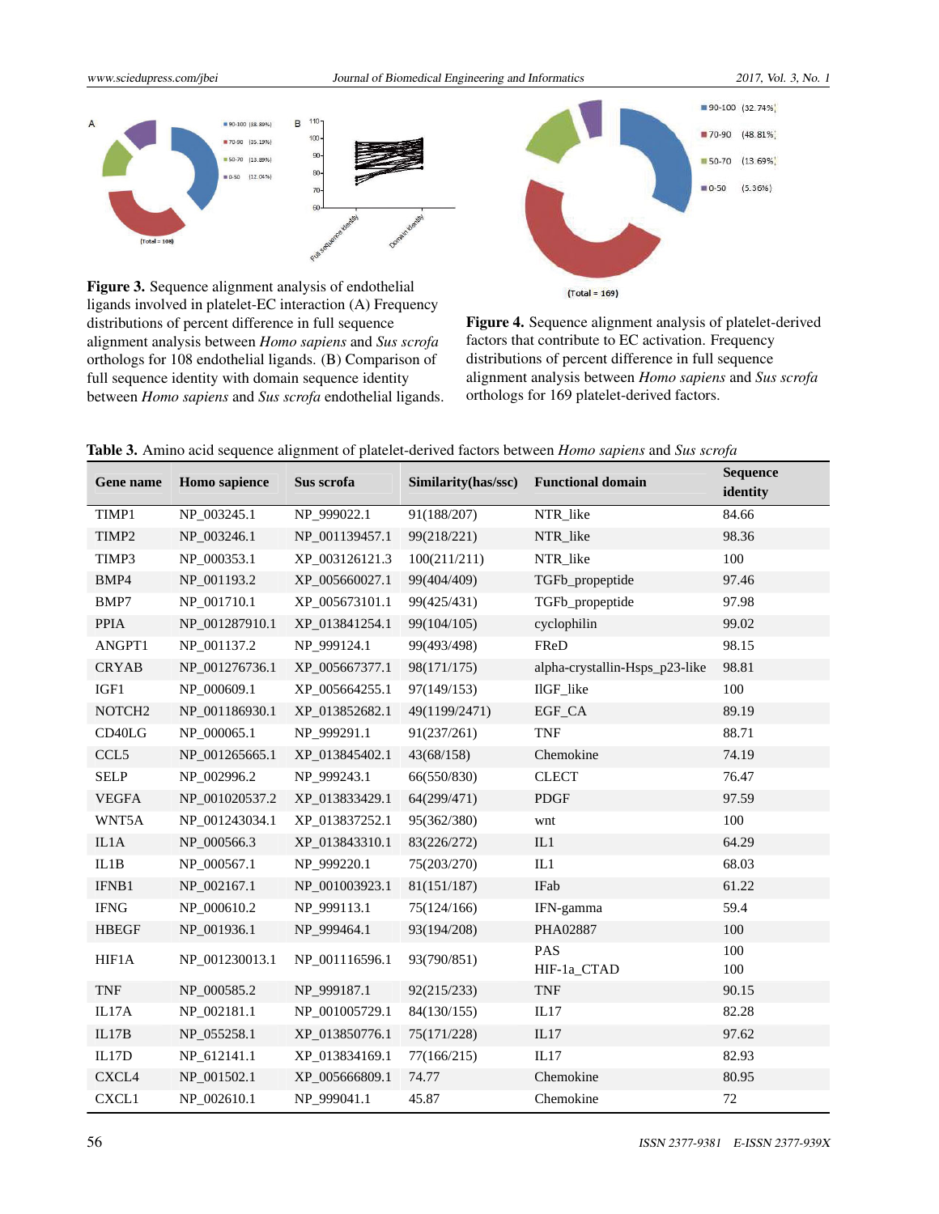**Figure 3.** Sequence alignment analysis of endothelial ligands involved in platelet-EC interaction (A) Frequency distributions of percent difference in full sequence alignment analysis between *Homo sapiens* and *Sus scrofa* orthologs for 108 endothelial ligands. (B) Comparison of full sequence identity with domain sequence identity between *Homo sapiens* and *Sus scrofa* endothelial ligands.

**Figure 4.** Sequence alignment analysis of platelet-derived factors that contribute to EC activation. Frequency distributions of percent difference in full sequence alignment analysis between *Homo sapiens* and *Sus scrofa* orthologs for 169 platelet-derived factors.

**Table 3.** Amino acid sequence alignment of platelet-derived factors between *Homo sapiens* and *Sus scrofa*

| Gene name | Homo sapience | Sus scrofa | Similarity(has/ssc) | Functional domain | Sequence identity |
|---|---|---|---|---|---|
| TIMP1 | NP_003245.1 | NP_999022.1 | 91(188/207) | NTR_like | 84.66 |
| TIMP2 | NP_003246.1 | NP_001139457.1 | 99(218/221) | NTR_like | 98.36 |
| TIMP3 | NP_000353.1 | XP_003126121.3 | 100(211/211) | NTR_like | 100 |
| BMP4 | NP_001193.2 | XP_005660027.1 | 99(404/409) | TGFb_propeptide | 97.46 |
| BMP7 | NP_001710.1 | XP_005673101.1 | 99(425/431) | TGFb_propeptide | 97.98 |
| PPIA | NP_001287910.1 | XP_013841254.1 | 99(104/105) | cyclophilin | 99.02 |
| ANGPT1 | NP_001137.2 | NP_999124.1 | 99(493/498) | FReD | 98.15 |
| CRYAB | NP_001276736.1 | XP_005667377.1 | 98(171/175) | alpha-crystallin-Hsps_p23-like | 98.81 |
| IGF1 | NP_000609.1 | XP_005664255.1 | 97(149/153) | IlGF_like | 100 |
| NOTCH2 | NP_001186930.1 | XP_013852682.1 | 49(1199/2471) | EGF_CA | 89.19 |
| CD40LG | NP_000065.1 | NP_999291.1 | 91(237/261) | TNF | 88.71 |
| CCL5 | NP_001265665.1 | XP_013845402.1 | 43(68/158) | Chemokine | 74.19 |
| SELP | NP_002996.2 | NP_999243.1 | 66(550/830) | CLECT | 76.47 |
| VEGFA | NP_001020537.2 | XP_013833429.1 | 64(299/471) | PDGF | 97.59 |
| WNT5A | NP_001243034.1 | XP_013837252.1 | 95(362/380) | wnt | 100 |
| IL1A | NP_000566.3 | XP_013843310.1 | 83(226/272) | IL1 | 64.29 |
| IL1B | NP_000567.1 | NP_999220.1 | 75(203/270) | IL1 | 68.03 |
| IFNB1 | NP_002167.1 | NP_001003923.1 | 81(151/187) | IFab | 61.22 |
| IFNG | NP_000610.2 | NP_999113.1 | 75(124/166) | IFN-gamma | 59.4 |
| HBEGF | NP_001936.1 | NP_999464.1 | 93(194/208) | PHA02887 | 100 |
| HIF1A | NP_001230013.1 | NP_001116596.1 | 93(790/851) | PAS<br>HIF-1a_CTAD | 100<br>100 |
| TNF | NP_000585.2 | NP_999187.1 | 92(215/233) | TNF | 90.15 |
| IL17A | NP_002181.1 | NP_001005729.1 | 84(130/155) | IL17 | 82.28 |
| IL17B | NP_055258.1 | XP_013850776.1 | 75(171/228) | IL17 | 97.62 |
| IL17D | NP_612141.1 | XP_013834169.1 | 77(166/215) | IL17 | 82.93 |
| CXCL4 | NP_001502.1 | XP_005666809.1 | 74.77 | Chemokine | 80.95 |
| CXCL1 | NP_002610.1 | NP_999041.1 | 45.87 | Chemokine | 72 |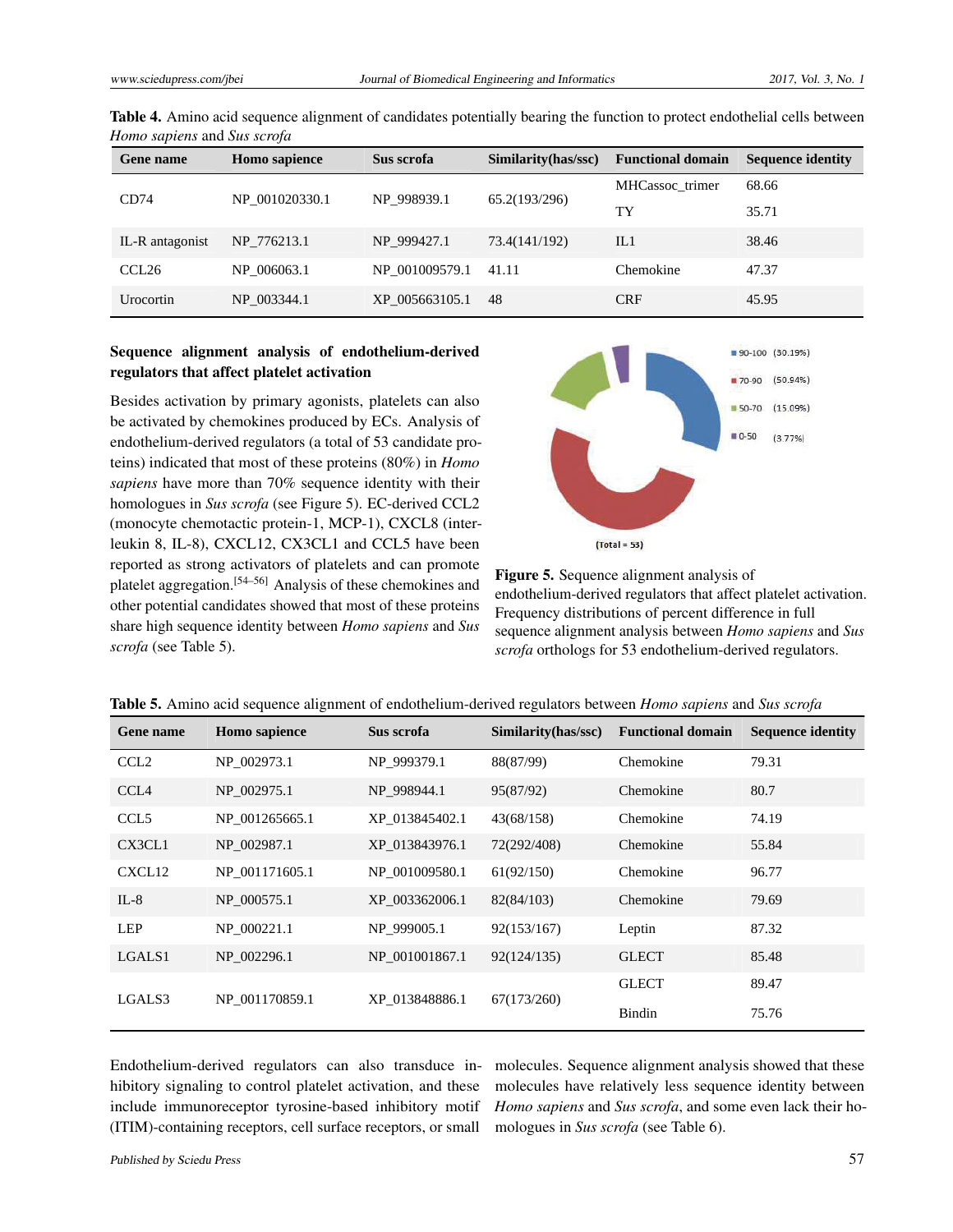**Table 4.** Amino acid sequence alignment of candidates potentially bearing the function to protect endothelial cells between *Homo sapiens* and *Sus scrofa*

| Gene name | Homo sapience | Sus scrofa | Similarity(has/ssc) | Functional domain | Sequence identity |
|---|---|---|---|---|---|
| CD74 | NP_001020330.1 | NP_998939.1 | 65.2(193/296) | MHCassoc_trimer | 68.66 |
| | | | | TY | 35.71 |
| IL-R antagonist | NP_776213.1 | NP_999427.1 | 73.4(141/192) | IL1 | 38.46 |
| CCL26 | NP_006063.1 | NP_001009579.1 | 41.11 | Chemokine | 47.37 |
| Urocortin | NP_003344.1 | XP_005663105.1 | 48 | CRF | 45.95 |

### Sequence alignment analysis of endothelium-derived regulators that affect platelet activation

Besides activation by primary agonists, platelets can also be activated by chemokines produced by ECs. Analysis of endothelium-derived regulators (a total of 53 candidate proteins) indicated that most of these proteins (80%) in *Homo sapiens* have more than 70% sequence identity with their homologues in *Sus scrofa* (see Figure 5). EC-derived CCL2 (monocyte chemotactic protein-1, MCP-1), CXCL8 (interleukin 8, IL-8), CXCL12, CX3CL1 and CCL5 have been reported as strong activators of platelets and can promote platelet aggregation.[54–56] Analysis of these chemokines and other potential candidates showed that most of these proteins share high sequence identity between *Homo sapiens* and *Sus scrofa* (see Table 5).

**Figure 5.** Sequence alignment analysis of endothelium-derived regulators that affect platelet activation. Frequency distributions of percent difference in full sequence alignment analysis between *Homo sapiens* and *Sus scrofa* orthologs for 53 endothelium-derived regulators.

**Table 5.** Amino acid sequence alignment of endothelium-derived regulators between *Homo sapiens* and *Sus scrofa*

| Gene name | Homo sapience | Sus scrofa | Similarity(has/ssc) | Functional domain | Sequence identity |
|---|---|---|---|---|---|
| CCL2 | NP_002973.1 | NP_999379.1 | 88(87/99) | Chemokine | 79.31 |
| CCL4 | NP_002975.1 | NP_998944.1 | 95(87/92) | Chemokine | 80.7 |
| CCL5 | NP_001265665.1 | XP_013845402.1 | 43(68/158) | Chemokine | 74.19 |
| CX3CL1 | NP_002987.1 | XP_013843976.1 | 72(292/408) | Chemokine | 55.84 |
| CXCL12 | NP_001171605.1 | NP_001009580.1 | 61(92/150) | Chemokine | 96.77 |
| IL-8 | NP_000575.1 | XP_003362006.1 | 82(84/103) | Chemokine | 79.69 |
| LEP | NP_000221.1 | NP_999005.1 | 92(153/167) | Leptin | 87.32 |
| LGALS1 | NP_002296.1 | NP_001001867.1 | 92(124/135) | GLECT | 85.48 |
| LGALS3 | NP_001170859.1 | XP_013848886.1 | 67(173/260) | GLECT | 89.47 |
| | | | | Bindin | 75.76 |

Endothelium-derived regulators can also transduce inhibitory signaling to control platelet activation, and these include immunoreceptor tyrosine-based inhibitory motif (ITIM)-containing receptors, cell surface receptors, or small molecules. Sequence alignment analysis showed that these molecules have relatively less sequence identity between *Homo sapiens* and *Sus scrofa*, and some even lack their homologues in *Sus scrofa* (see Table 6).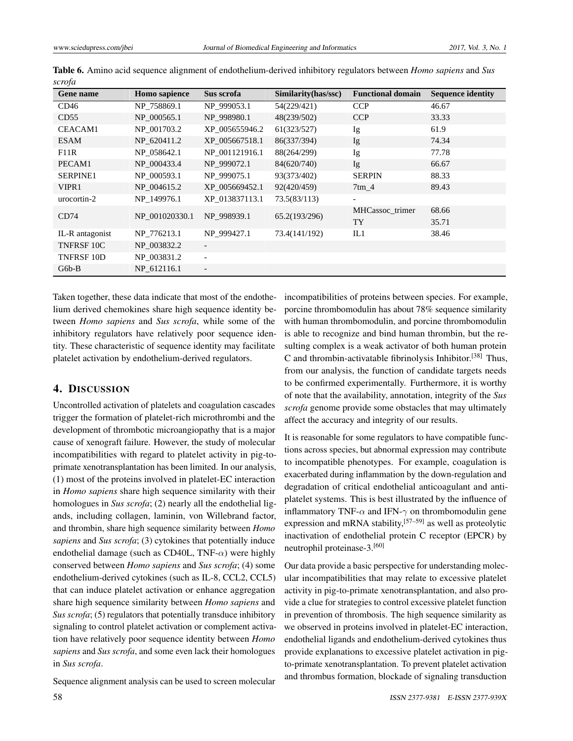**Table 6.** Amino acid sequence alignment of endothelium-derived inhibitory regulators between *Homo sapiens* and *Sus scrofa*

| Gene name | Homo sapience | Sus scrofa | Similarity(has/ssc) | Functional domain | Sequence identity |
|---|---|---|---|---|---|
| CD46 | NP_758869.1 | NP_999053.1 | 54(229/421) | CCP | 46.67 |
| CD55 | NP_000565.1 | NP_998980.1 | 48(239/502) | CCP | 33.33 |
| CEACAM1 | NP_001703.2 | XP_005655946.2 | 61(323/527) | Ig | 61.9 |
| ESAM | NP_620411.2 | XP_005667518.1 | 86(337/394) | Ig | 74.34 |
| F11R | NP_058642.1 | NP_001121916.1 | 88(264/299) | Ig | 77.78 |
| PECAM1 | NP_000433.4 | NP_999072.1 | 84(620/740) | Ig | 66.67 |
| SERPINE1 | NP_000593.1 | NP_999075.1 | 93(373/402) | SERPIN | 88.33 |
| VIPR1 | NP_004615.2 | XP_005669452.1 | 92(420/459) | 7tm_4 | 89.43 |
| urocortin-2 | NP_149976.1 | XP_013837113.1 | 73.5(83/113) | - | |
| CD74 | NP_001020330.1 | NP_998939.1 | 65.2(193/296) | MHCassoc_trimer<br>TY | 68.66<br>35.71 |
| IL-R antagonist | NP_776213.1 | NP_999427.1 | 73.4(141/192) | IL1 | 38.46 |
| TNFRSF 10C | NP_003832.2 | - | | | |
| TNFRSF 10D | NP_003831.2 | - | | | |
| G6b-B | NP_612116.1 | - | | | |

Taken together, these data indicate that most of the endothelium derived chemokines share high sequence identity between *Homo sapiens* and *Sus scrofa*, while some of the inhibitory regulators have relatively poor sequence identity. These characteristic of sequence identity may facilitate platelet activation by endothelium-derived regulators.

## 4. Discussion

Uncontrolled activation of platelets and coagulation cascades trigger the formation of platelet-rich microthrombi and the development of thrombotic microangiopathy that is a major cause of xenograft failure. However, the study of molecular incompatibilities with regard to platelet activity in pig-to-primate xenotransplantation has been limited. In our analysis, (1) most of the proteins involved in platelet-EC interaction in *Homo sapiens* share high sequence similarity with their homologues in *Sus scrofa*; (2) nearly all the endothelial ligands, including collagen, laminin, von Willebrand factor, and thrombin, share high sequence similarity between *Homo sapiens* and *Sus scrofa*; (3) cytokines that potentially induce endothelial damage (such as CD40L, TNF-$\alpha$) were highly conserved between *Homo sapiens* and *Sus scrofa*; (4) some endothelium-derived cytokines (such as IL-8, CCL2, CCL5) that can induce platelet activation or enhance aggregation share high sequence similarity between *Homo sapiens* and *Sus scrofa*; (5) regulators that potentially transduce inhibitory signaling to control platelet activation or complement activation have relatively poor sequence identity between *Homo sapiens* and *Sus scrofa*, and some even lack their homologues in *Sus scrofa*.

Sequence alignment analysis can be used to screen molecular incompatibilities of proteins between species. For example, porcine thrombomodulin has about 78% sequence similarity with human thrombomodulin, and porcine thrombomodulin is able to recognize and bind human thrombin, but the resulting complex is a weak activator of both human protein C and thrombin-activatable fibrinolysis Inhibitor.[38] Thus, from our analysis, the function of candidate targets needs to be confirmed experimentally. Furthermore, it is worthy of note that the availability, annotation, integrity of the *Sus scrofa* genome provide some obstacles that may ultimately affect the accuracy and integrity of our results.

It is reasonable for some regulators to have compatible functions across species, but abnormal expression may contribute to incompatible phenotypes. For example, coagulation is exacerbated during inflammation by the down-regulation and degradation of critical endothelial anticoagulant and antiplatelet systems. This is best illustrated by the influence of inflammatory TNF-$\alpha$ and IFN-$\gamma$ on thrombomodulin gene expression and mRNA stability,[57–59] as well as proteolytic inactivation of endothelial protein C receptor (EPCR) by neutrophil proteinase-3.[60]

Our data provide a basic perspective for understanding molecular incompatibilities that may relate to excessive platelet activity in pig-to-primate xenotransplantation, and also provide a clue for strategies to control excessive platelet function in prevention of thrombosis. The high sequence similarity as we observed in proteins involved in platelet-EC interaction, endothelial ligands and endothelium-derived cytokines thus provide explanations to excessive platelet activation in pig-to-primate xenotransplantation. To prevent platelet activation and thrombus formation, blockade of signaling transduction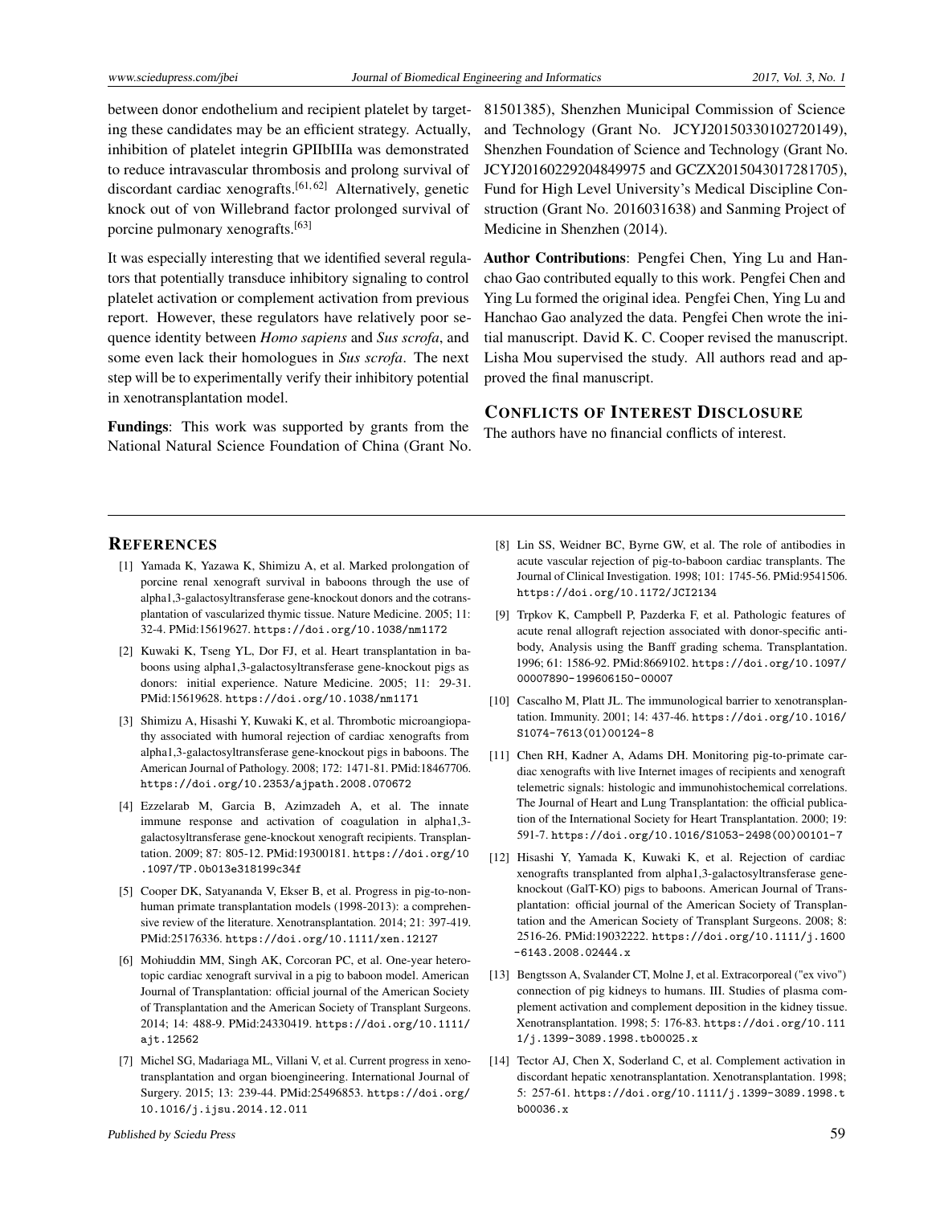between donor endothelium and recipient platelet by targeting these candidates may be an efficient strategy. Actually, inhibition of platelet integrin GPIIbIIIa was demonstrated to reduce intravascular thrombosis and prolong survival of discordant cardiac xenografts.[61, 62] Alternatively, genetic knock out of von Willebrand factor prolonged survival of porcine pulmonary xenografts.[63]

It was especially interesting that we identified several regulators that potentially transduce inhibitory signaling to control platelet activation or complement activation from previous report. However, these regulators have relatively poor sequence identity between *Homo sapiens* and *Sus scrofa*, and some even lack their homologues in *Sus scrofa*. The next step will be to experimentally verify their inhibitory potential in xenotransplantation model.

**Fundings**: This work was supported by grants from the National Natural Science Foundation of China (Grant No. 81501385), Shenzhen Municipal Commission of Science and Technology (Grant No. JCYJ20150330102720149), Shenzhen Foundation of Science and Technology (Grant No. JCYJ20160229204849975 and GCZX2015043017281705), Fund for High Level University's Medical Discipline Construction (Grant No. 2016031638) and Sanming Project of Medicine in Shenzhen (2014).

**Author Contributions**: Pengfei Chen, Ying Lu and Hanchao Gao contributed equally to this work. Pengfei Chen and Ying Lu formed the original idea. Pengfei Chen, Ying Lu and Hanchao Gao analyzed the data. Pengfei Chen wrote the initial manuscript. David K. C. Cooper revised the manuscript. Lisha Mou supervised the study. All authors read and approved the final manuscript.

## CONFLICTS OF INTEREST DISCLOSURE

The authors have no financial conflicts of interest.

## REFERENCES

[1] Yamada K, Yazawa K, Shimizu A, et al. Marked prolongation of porcine renal xenograft survival in baboons through the use of alpha1,3-galactosyltransferase gene-knockout donors and the cotransplantation of vascularized thymic tissue. Nature Medicine. 2005; 11: 32-4. PMid:15619627. https://doi.org/10.1038/nm1172

[2] Kuwaki K, Tseng YL, Dor FJ, et al. Heart transplantation in baboons using alpha1,3-galactosyltransferase gene-knockout pigs as donors: initial experience. Nature Medicine. 2005; 11: 29-31. PMid:15619628. https://doi.org/10.1038/nm1171

[3] Shimizu A, Hisashi Y, Kuwaki K, et al. Thrombotic microangiopathy associated with humoral rejection of cardiac xenografts from alpha1,3-galactosyltransferase gene-knockout pigs in baboons. The American Journal of Pathology. 2008; 172: 1471-81. PMid:18467706. https://doi.org/10.2353/ajpath.2008.070672

[4] Ezzelarab M, Garcia B, Azimzadeh A, et al. The innate immune response and activation of coagulation in alpha1,3-galactosyltransferase gene-knockout xenograft recipients. Transplantation. 2009; 87: 805-12. PMid:19300181. https://doi.org/10.1097/TP.0b013e318199c34f

[5] Cooper DK, Satyananda V, Ekser B, et al. Progress in pig-to-non-human primate transplantation models (1998-2013): a comprehensive review of the literature. Xenotransplantation. 2014; 21: 397-419. PMid:25176336. https://doi.org/10.1111/xen.12127

[6] Mohiuddin MM, Singh AK, Corcoran PC, et al. One-year heterotopic cardiac xenograft survival in a pig to baboon model. American Journal of Transplantation: official journal of the American Society of Transplantation and the American Society of Transplant Surgeons. 2014; 14: 488-9. PMid:24330419. https://doi.org/10.1111/ajt.12562

[7] Michel SG, Madariaga ML, Villani V, et al. Current progress in xenotransplantation and organ bioengineering. International Journal of Surgery. 2015; 13: 239-44. PMid:25496853. https://doi.org/10.1016/j.ijsu.2014.12.011

[8] Lin SS, Weidner BC, Byrne GW, et al. The role of antibodies in acute vascular rejection of pig-to-baboon cardiac transplants. The Journal of Clinical Investigation. 1998; 101: 1745-56. PMid:9541506. https://doi.org/10.1172/JCI2134

[9] Trpkov K, Campbell P, Pazderka F, et al. Pathologic features of acute renal allograft rejection associated with donor-specific antibody, Analysis using the Banff grading schema. Transplantation. 1996; 61: 1586-92. PMid:8669102. https://doi.org/10.1097/00007890-199606150-00007

[10] Cascalho M, Platt JL. The immunological barrier to xenotransplantation. Immunity. 2001; 14: 437-46. https://doi.org/10.1016/S1074-7613(01)00124-8

[11] Chen RH, Kadner A, Adams DH. Monitoring pig-to-primate cardiac xenografts with live Internet images of recipients and xenograft telemetric signals: histologic and immunohistochemical correlations. The Journal of Heart and Lung Transplantation: the official publication of the International Society for Heart Transplantation. 2000; 19: 591-7. https://doi.org/10.1016/S1053-2498(00)00101-7

[12] Hisashi Y, Yamada K, Kuwaki K, et al. Rejection of cardiac xenografts transplanted from alpha1,3-galactosyltransferase gene-knockout (GalT-KO) pigs to baboons. American Journal of Transplantation: official journal of the American Society of Transplantation and the American Society of Transplant Surgeons. 2008; 8: 2516-26. PMid:19032222. https://doi.org/10.1111/j.1600-6143.2008.02444.x

[13] Bengtsson A, Svalander CT, Molne J, et al. Extracorporeal ("ex vivo") connection of pig kidneys to humans. III. Studies of plasma complement activation and complement deposition in the kidney tissue. Xenotransplantation. 1998; 5: 176-83. https://doi.org/10.1111/j.1399-3089.1998.tb00025.x

[14] Tector AJ, Chen X, Soderland C, et al. Complement activation in discordant hepatic xenotransplantation. Xenotransplantation. 1998; 5: 257-61. https://doi.org/10.1111/j.1399-3089.1998.tb00036.x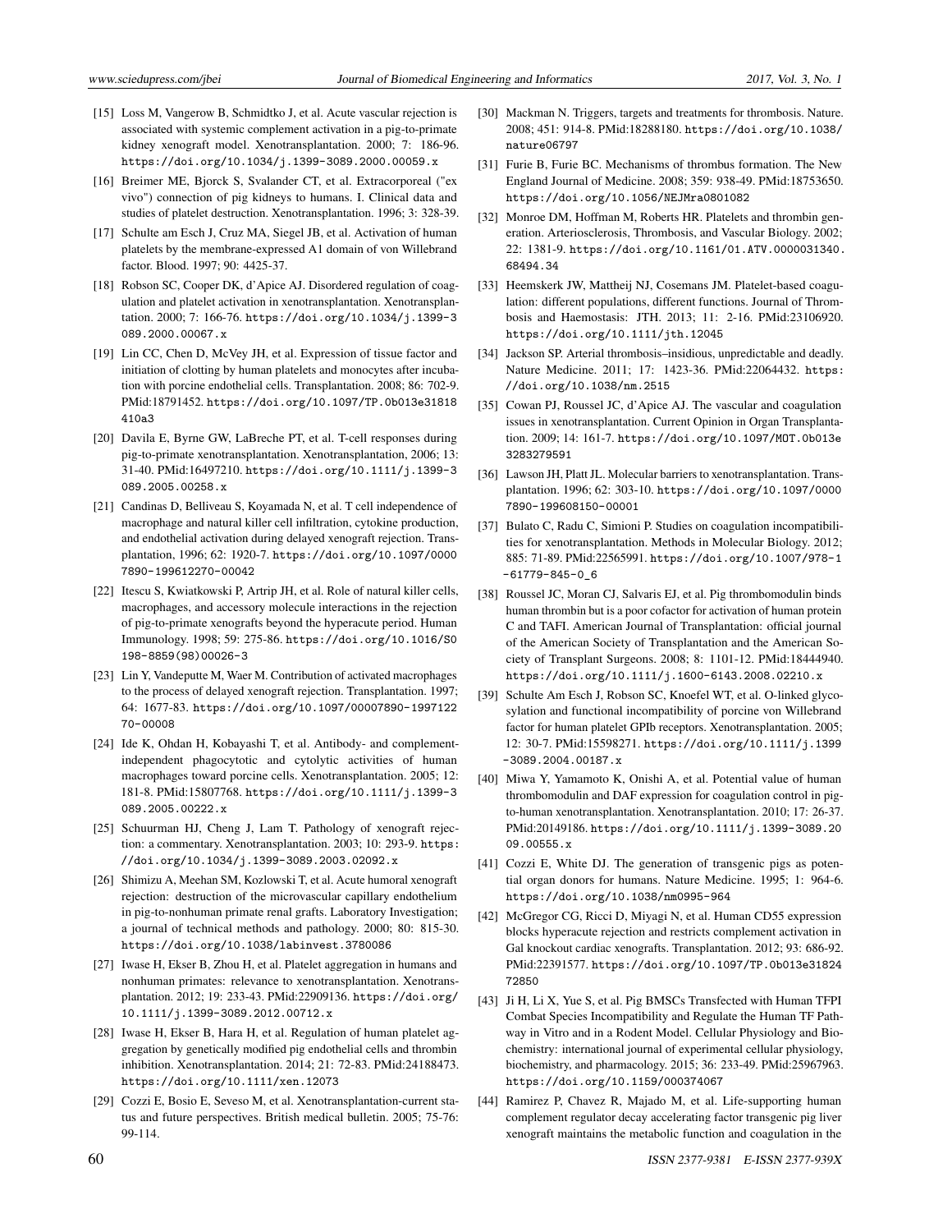[15] Loss M, Vangerow B, Schmidtko J, et al. Acute vascular rejection is associated with systemic complement activation in a pig-to-primate kidney xenograft model. Xenotransplantation. 2000; 7: 186-96. https://doi.org/10.1034/j.1399-3089.2000.00059.x

[16] Breimer ME, Bjorck S, Svalander CT, et al. Extracorporeal ("ex vivo") connection of pig kidneys to humans. I. Clinical data and studies of platelet destruction. Xenotransplantation. 1996; 3: 328-39.

[17] Schulte am Esch J, Cruz MA, Siegel JB, et al. Activation of human platelets by the membrane-expressed A1 domain of von Willebrand factor. Blood. 1997; 90: 4425-37.

[18] Robson SC, Cooper DK, d'Apice AJ. Disordered regulation of coagulation and platelet activation in xenotransplantation. Xenotransplantation. 2000; 7: 166-76. https://doi.org/10.1034/j.1399-3089.2000.00067.x

[19] Lin CC, Chen D, McVey JH, et al. Expression of tissue factor and initiation of clotting by human platelets and monocytes after incubation with porcine endothelial cells. Transplantation. 2008; 86: 702-9. PMid:18791452. https://doi.org/10.1097/TP.0b013e31818410a3

[20] Davila E, Byrne GW, LaBreche PT, et al. T-cell responses during pig-to-primate xenotransplantation. Xenotransplantation, 2006; 13: 31-40. PMid:16497210. https://doi.org/10.1111/j.1399-3089.2005.00258.x

[21] Candinas D, Belliveau S, Koyamada N, et al. T cell independence of macrophage and natural killer cell infiltration, cytokine production, and endothelial activation during delayed xenograft rejection. Transplantation, 1996; 62: 1920-7. https://doi.org/10.1097/00007890-199612270-00042

[22] Itescu S, Kwiatkowski P, Artrip JH, et al. Role of natural killer cells, macrophages, and accessory molecule interactions in the rejection of pig-to-primate xenografts beyond the hyperacute period. Human Immunology. 1998; 59: 275-86. https://doi.org/10.1016/S0198-8859(98)00026-3

[23] Lin Y, Vandeputte M, Waer M. Contribution of activated macrophages to the process of delayed xenograft rejection. Transplantation. 1997; 64: 1677-83. https://doi.org/10.1097/00007890-199712270-00008

[24] Ide K, Ohdan H, Kobayashi T, et al. Antibody- and complement-independent phagocytotic and cytolytic activities of human macrophages toward porcine cells. Xenotransplantation. 2005; 12: 181-8. PMid:15807768. https://doi.org/10.1111/j.1399-3089.2005.00222.x

[25] Schuurman HJ, Cheng J, Lam T. Pathology of xenograft rejection: a commentary. Xenotransplantation. 2003; 10: 293-9. https://doi.org/10.1034/j.1399-3089.2003.02092.x

[26] Shimizu A, Meehan SM, Kozlowski T, et al. Acute humoral xenograft rejection: destruction of the microvascular capillary endothelium in pig-to-nonhuman primate renal grafts. Laboratory Investigation; a journal of technical methods and pathology. 2000; 80: 815-30. https://doi.org/10.1038/labinvest.3780086

[27] Iwase H, Ekser B, Zhou H, et al. Platelet aggregation in humans and nonhuman primates: relevance to xenotransplantation. Xenotransplantation. 2012; 19: 233-43. PMid:22909136. https://doi.org/10.1111/j.1399-3089.2012.00712.x

[28] Iwase H, Ekser B, Hara H, et al. Regulation of human platelet aggregation by genetically modified pig endothelial cells and thrombin inhibition. Xenotransplantation. 2014; 21: 72-83. PMid:24188473. https://doi.org/10.1111/xen.12073

[29] Cozzi E, Bosio E, Seveso M, et al. Xenotransplantation-current status and future perspectives. British medical bulletin. 2005; 75-76: 99-114.

[30] Mackman N. Triggers, targets and treatments for thrombosis. Nature. 2008; 451: 914-8. PMid:18288180. https://doi.org/10.1038/nature06797

[31] Furie B, Furie BC. Mechanisms of thrombus formation. The New England Journal of Medicine. 2008; 359: 938-49. PMid:18753650. https://doi.org/10.1056/NEJMra0801082

[32] Monroe DM, Hoffman M, Roberts HR. Platelets and thrombin generation. Arteriosclerosis, Thrombosis, and Vascular Biology. 2002; 22: 1381-9. https://doi.org/10.1161/01.ATV.0000031340.68494.34

[33] Heemskerk JW, Mattheij NJ, Cosemans JM. Platelet-based coagulation: different populations, different functions. Journal of Thrombosis and Haemostasis: JTH. 2013; 11: 2-16. PMid:23106920. https://doi.org/10.1111/jth.12045

[34] Jackson SP. Arterial thrombosis–insidious, unpredictable and deadly. Nature Medicine. 2011; 17: 1423-36. PMid:22064432. https://doi.org/10.1038/nm.2515

[35] Cowan PJ, Roussel JC, d'Apice AJ. The vascular and coagulation issues in xenotransplantation. Current Opinion in Organ Transplantation. 2009; 14: 161-7. https://doi.org/10.1097/MOT.0b013e3283279591

[36] Lawson JH, Platt JL. Molecular barriers to xenotransplantation. Transplantation. 1996; 62: 303-10. https://doi.org/10.1097/00007890-199608150-00001

[37] Bulato C, Radu C, Simioni P. Studies on coagulation incompatibilities for xenotransplantation. Methods in Molecular Biology. 2012; 885: 71-89. PMid:22565991. https://doi.org/10.1007/978-1-61779-845-0_6

[38] Roussel JC, Moran CJ, Salvaris EJ, et al. Pig thrombomodulin binds human thrombin but is a poor cofactor for activation of human protein C and TAFI. American Journal of Transplantation: official journal of the American Society of Transplantation and the American Society of Transplant Surgeons. 2008; 8: 1101-12. PMid:18444940. https://doi.org/10.1111/j.1600-6143.2008.02210.x

[39] Schulte Am Esch J, Robson SC, Knoefel WT, et al. O-linked glycosylation and functional incompatibility of porcine von Willebrand factor for human platelet GPIb receptors. Xenotransplantation. 2005; 12: 30-7. PMid:15598271. https://doi.org/10.1111/j.1399-3089.2004.00187.x

[40] Miwa Y, Yamamoto K, Onishi A, et al. Potential value of human thrombomodulin and DAF expression for coagulation control in pig-to-human xenotransplantation. Xenotransplantation. 2010; 17: 26-37. PMid:20149186. https://doi.org/10.1111/j.1399-3089.2009.00555.x

[41] Cozzi E, White DJ. The generation of transgenic pigs as potential organ donors for humans. Nature Medicine. 1995; 1: 964-6. https://doi.org/10.1038/nm0995-964

[42] McGregor CG, Ricci D, Miyagi N, et al. Human CD55 expression blocks hyperacute rejection and restricts complement activation in Gal knockout cardiac xenografts. Transplantation. 2012; 93: 686-92. PMid:22391577. https://doi.org/10.1097/TP.0b013e3182472850

[43] Ji H, Li X, Yue S, et al. Pig BMSCs Transfected with Human TFPI Combat Species Incompatibility and Regulate the Human TF Pathway in Vitro and in a Rodent Model. Cellular Physiology and Biochemistry: international journal of experimental cellular physiology, biochemistry, and pharmacology. 2015; 36: 233-49. PMid:25967963. https://doi.org/10.1159/000374067

[44] Ramirez P, Chavez R, Majado M, et al. Life-supporting human complement regulator decay accelerating factor transgenic pig liver xenograft maintains the metabolic function and coagulation in the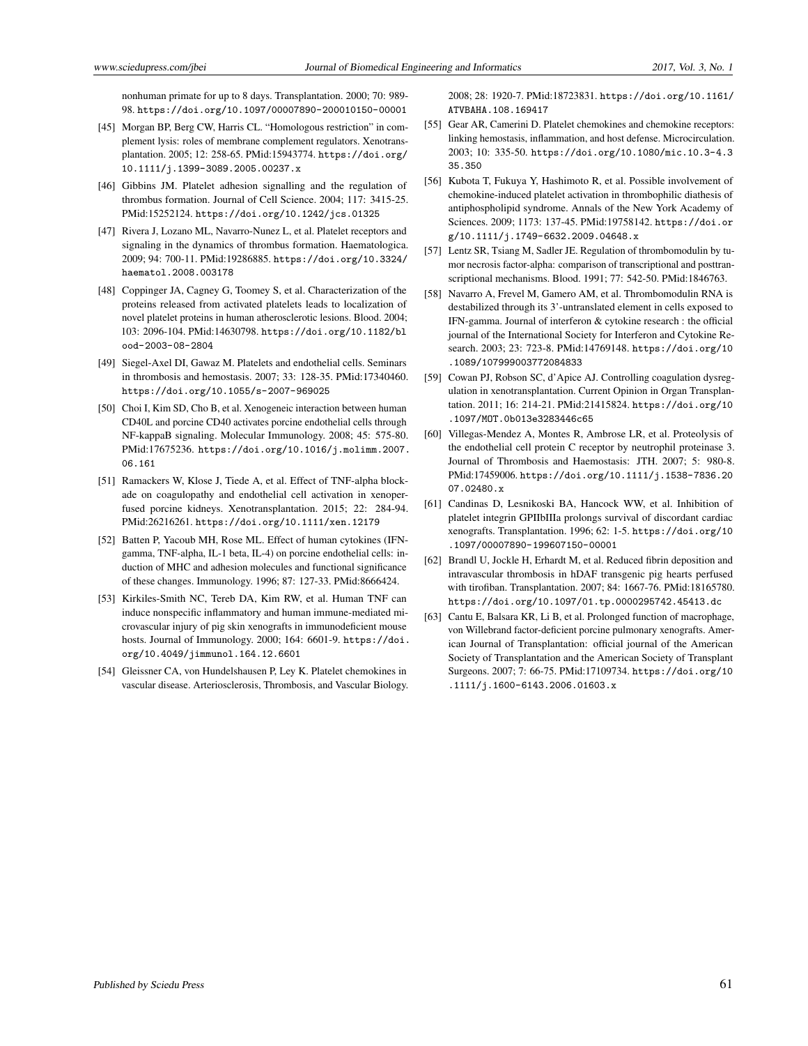nonhuman primate for up to 8 days. Transplantation. 2000; 70: 989-98. https://doi.org/10.1097/00007890-200010150-00001

[45] Morgan BP, Berg CW, Harris CL. "Homologous restriction" in complement lysis: roles of membrane complement regulators. Xenotransplantation. 2005; 12: 258-65. PMid:15943774. https://doi.org/10.1111/j.1399-3089.2005.00237.x

[46] Gibbins JM. Platelet adhesion signalling and the regulation of thrombus formation. Journal of Cell Science. 2004; 117: 3415-25. PMid:15252124. https://doi.org/10.1242/jcs.01325

[47] Rivera J, Lozano ML, Navarro-Nunez L, et al. Platelet receptors and signaling in the dynamics of thrombus formation. Haematologica. 2009; 94: 700-11. PMid:19286885. https://doi.org/10.3324/haematol.2008.003178

[48] Coppinger JA, Cagney G, Toomey S, et al. Characterization of the proteins released from activated platelets leads to localization of novel platelet proteins in human atherosclerotic lesions. Blood. 2004; 103: 2096-104. PMid:14630798. https://doi.org/10.1182/blood-2003-08-2804

[49] Siegel-Axel DI, Gawaz M. Platelets and endothelial cells. Seminars in thrombosis and hemostasis. 2007; 33: 128-35. PMid:17340460. https://doi.org/10.1055/s-2007-969025

[50] Choi I, Kim SD, Cho B, et al. Xenogeneic interaction between human CD40L and porcine CD40 activates porcine endothelial cells through NF-kappaB signaling. Molecular Immunology. 2008; 45: 575-80. PMid:17675236. https://doi.org/10.1016/j.molimm.2007.06.161

[51] Ramackers W, Klose J, Tiede A, et al. Effect of TNF-alpha blockade on coagulopathy and endothelial cell activation in xenoperfused porcine kidneys. Xenotransplantation. 2015; 22: 284-94. PMid:26216261. https://doi.org/10.1111/xen.12179

[52] Batten P, Yacoub MH, Rose ML. Effect of human cytokines (IFN-gamma, TNF-alpha, IL-1 beta, IL-4) on porcine endothelial cells: induction of MHC and adhesion molecules and functional significance of these changes. Immunology. 1996; 87: 127-33. PMid:8666424.

[53] Kirkiles-Smith NC, Tereb DA, Kim RW, et al. Human TNF can induce nonspecific inflammatory and human immune-mediated microvascular injury of pig skin xenografts in immunodeficient mouse hosts. Journal of Immunology. 2000; 164: 6601-9. https://doi.org/10.4049/jimmunol.164.12.6601

[54] Gleissner CA, von Hundelshausen P, Ley K. Platelet chemokines in vascular disease. Arteriosclerosis, Thrombosis, and Vascular Biology. 2008; 28: 1920-7. PMid:18723831. https://doi.org/10.1161/ATVBAHA.108.169417

[55] Gear AR, Camerini D. Platelet chemokines and chemokine receptors: linking hemostasis, inflammation, and host defense. Microcirculation. 2003; 10: 335-50. https://doi.org/10.1080/mic.10.3-4.335.350

[56] Kubota T, Fukuya Y, Hashimoto R, et al. Possible involvement of chemokine-induced platelet activation in thrombophilic diathesis of antiphospholipid syndrome. Annals of the New York Academy of Sciences. 2009; 1173: 137-45. PMid:19758142. https://doi.org/10.1111/j.1749-6632.2009.04648.x

[57] Lentz SR, Tsiang M, Sadler JE. Regulation of thrombomodulin by tumor necrosis factor-alpha: comparison of transcriptional and posttranscriptional mechanisms. Blood. 1991; 77: 542-50. PMid:1846763.

[58] Navarro A, Frevel M, Gamero AM, et al. Thrombomodulin RNA is destabilized through its 3'-untranslated element in cells exposed to IFN-gamma. Journal of interferon & cytokine research : the official journal of the International Society for Interferon and Cytokine Research. 2003; 23: 723-8. PMid:14769148. https://doi.org/10.1089/107999003772084833

[59] Cowan PJ, Robson SC, d'Apice AJ. Controlling coagulation dysregulation in xenotransplantation. Current Opinion in Organ Transplantation. 2011; 16: 214-21. PMid:21415824. https://doi.org/10.1097/MOT.0b013e3283446c65

[60] Villegas-Mendez A, Montes R, Ambrose LR, et al. Proteolysis of the endothelial cell protein C receptor by neutrophil proteinase 3. Journal of Thrombosis and Haemostasis: JTH. 2007; 5: 980-8. PMid:17459006. https://doi.org/10.1111/j.1538-7836.2007.02480.x

[61] Candinas D, Lesnikoski BA, Hancock WW, et al. Inhibition of platelet integrin GPIIbIIIa prolongs survival of discordant cardiac xenografts. Transplantation. 1996; 62: 1-5. https://doi.org/10.1097/00007890-199607150-00001

[62] Brandl U, Jockle H, Erhardt M, et al. Reduced fibrin deposition and intravascular thrombosis in hDAF transgenic pig hearts perfused with tirofiban. Transplantation. 2007; 84: 1667-76. PMid:18165780. https://doi.org/10.1097/01.tp.0000295742.45413.dc

[63] Cantu E, Balsara KR, Li B, et al. Prolonged function of macrophage, von Willebrand factor-deficient porcine pulmonary xenografts. American Journal of Transplantation: official journal of the American Society of Transplantation and the American Society of Transplant Surgeons. 2007; 7: 66-75. PMid:17109734. https://doi.org/10.1111/j.1600-6143.2006.01603.x